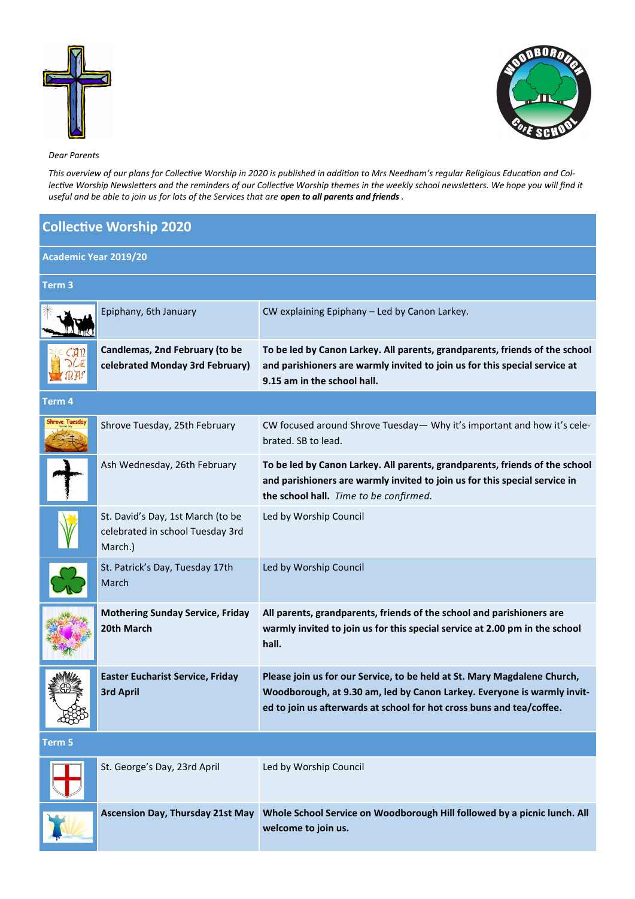*Dear Parents*

*This overview of our plans for Collective Worship in 2020 is published in addition to Mrs Needham's regular Religious Education and Collective Worship Newsletters and the reminders of our Collective Worship themes in the weekly school newsletters. We hope you will find it useful and be able to join us for lots of the Services that are **open to all parents and friends** .*

## Collective Worship 2020

### Academic Year 2019/20

| | | |
|---|---|---|
| **Term 3** | | |
| | Epiphany, 6th January | CW explaining Epiphany – Led by Canon Larkey. |
| | **Candlemas, 2nd February (to be celebrated Monday 3rd February)** | **To be led by Canon Larkey. All parents, grandparents, friends of the school and parishioners are warmly invited to join us for this special service at 9.15 am in the school hall.** |
| **Term 4** | | |
| | Shrove Tuesday, 25th February | CW focused around Shrove Tuesday— Why it's important and how it's celebrated. SB to lead. |
| | Ash Wednesday, 26th February | **To be led by Canon Larkey. All parents, grandparents, friends of the school and parishioners are warmly invited to join us for this special service in the school hall.** *Time to be confirmed.* |
| | St. David's Day, 1st March (to be celebrated in school Tuesday 3rd March.) | Led by Worship Council |
| | St. Patrick's Day, Tuesday 17th March | Led by Worship Council |
| | **Mothering Sunday Service, Friday 20th March** | **All parents, grandparents, friends of the school and parishioners are warmly invited to join us for this special service at 2.00 pm in the school hall.** |
| | **Easter Eucharist Service, Friday 3rd April** | **Please join us for our Service, to be held at St. Mary Magdalene Church, Woodborough, at 9.30 am, led by Canon Larkey. Everyone is warmly invited to join us afterwards at school for hot cross buns and tea/coffee.** |
| **Term 5** | | |
| | St. George's Day, 23rd April | Led by Worship Council |
| | **Ascension Day, Thursday 21st May** | **Whole School Service on Woodborough Hill followed by a picnic lunch. All welcome to join us.** |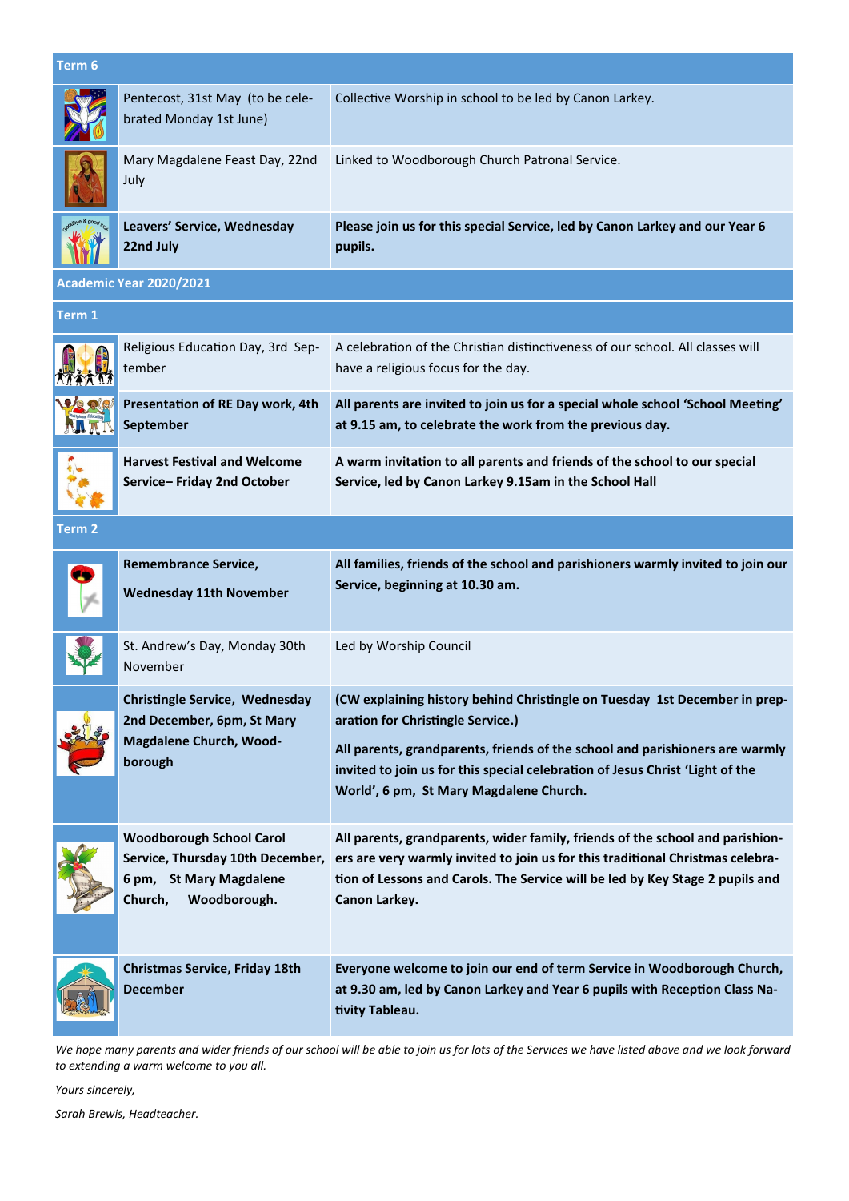| | | |
|---|---|---|
| **Term 6** | | |
| | Pentecost, 31st May (to be celebrated Monday 1st June) | Collective Worship in school to be led by Canon Larkey. |
| | Mary Magdalene Feast Day, 22nd July | Linked to Woodborough Church Patronal Service. |
| | **Leavers' Service, Wednesday 22nd July** | **Please join us for this special Service, led by Canon Larkey and our Year 6 pupils.** |
| **Academic Year 2020/2021** | | |
| **Term 1** | | |
| | Religious Education Day, 3rd September | A celebration of the Christian distinctiveness of our school. All classes will have a religious focus for the day. |
| | **Presentation of RE Day work, 4th September** | **All parents are invited to join us for a special whole school 'School Meeting' at 9.15 am, to celebrate the work from the previous day.** |
| | **Harvest Festival and Welcome Service– Friday 2nd October** | **A warm invitation to all parents and friends of the school to our special Service, led by Canon Larkey 9.15am in the School Hall** |
| **Term 2** | | |
| | **Remembrance Service, Wednesday 11th November** | **All families, friends of the school and parishioners warmly invited to join our Service, beginning at 10.30 am.** |
| | St. Andrew's Day, Monday 30th November | Led by Worship Council |
| | **Christingle Service, Wednesday 2nd December, 6pm, St Mary Magdalene Church, Woodborough** | **(CW explaining history behind Christingle on Tuesday 1st December in preparation for Christingle Service.)** <br><br> **All parents, grandparents, friends of the school and parishioners are warmly invited to join us for this special celebration of Jesus Christ 'Light of the World', 6 pm, St Mary Magdalene Church.** |
| | **Woodborough School Carol Service, Thursday 10th December, 6 pm, St Mary Magdalene Church, Woodborough.** | **All parents, grandparents, wider family, friends of the school and parishioners are very warmly invited to join us for this traditional Christmas celebration of Lessons and Carols. The Service will be led by Key Stage 2 pupils and Canon Larkey.** |
| | **Christmas Service, Friday 18th December** | **Everyone welcome to join our end of term Service in Woodborough Church, at 9.30 am, led by Canon Larkey and Year 6 pupils with Reception Class Nativity Tableau.** |

*We hope many parents and wider friends of our school will be able to join us for lots of the Services we have listed above and we look forward to extending a warm welcome to you all.*

*Yours sincerely,*

*Sarah Brewis, Headteacher.*